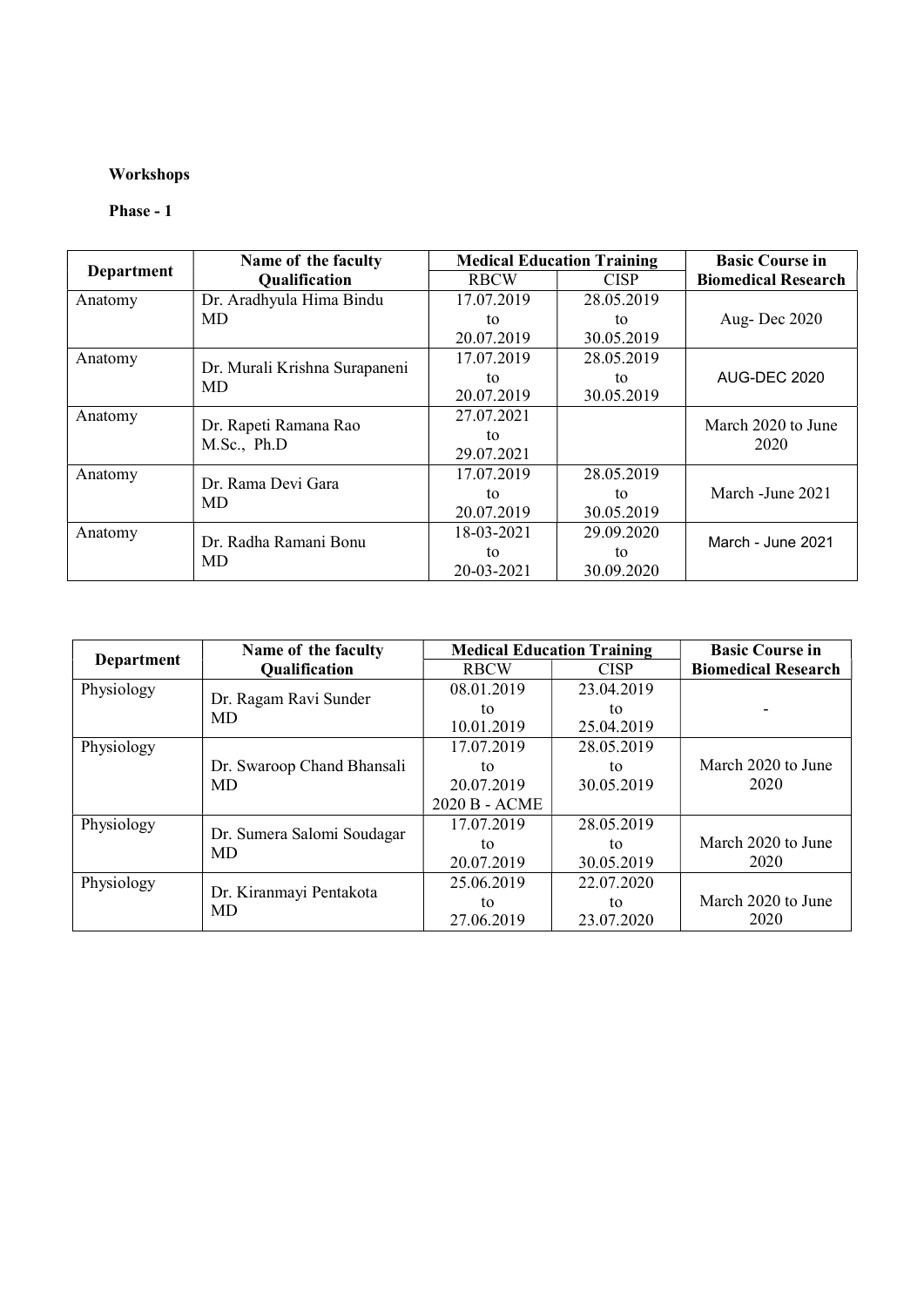**Workshops**

**Phase - 1**

| Department | Name of the faculty Qualification | Medical Education Training | | Basic Course in Biomedical Research |
|---|---|---|---|---|
| | | RBCW | CISP | |
| Anatomy | Dr. Aradhyula Hima Bindu MD | 17.07.2019 to 20.07.2019 | 28.05.2019 to 30.05.2019 | Aug- Dec 2020 |
| Anatomy | Dr. Murali Krishna Surapaneni MD | 17.07.2019 to 20.07.2019 | 28.05.2019 to 30.05.2019 | AUG-DEC 2020 |
| Anatomy | Dr. Rapeti Ramana Rao M.Sc., Ph.D | 27.07.2021 to 29.07.2021 | | March 2020 to June 2020 |
| Anatomy | Dr. Rama Devi Gara MD | 17.07.2019 to 20.07.2019 | 28.05.2019 to 30.05.2019 | March -June 2021 |
| Anatomy | Dr. Radha Ramani Bonu MD | 18-03-2021 to 20-03-2021 | 29.09.2020 to 30.09.2020 | March - June 2021 |

| Department | Name of the faculty Qualification | Medical Education Training | | Basic Course in Biomedical Research |
|---|---|---|---|---|
| | | RBCW | CISP | |
| Physiology | Dr. Ragam Ravi Sunder MD | 08.01.2019 to 10.01.2019 | 23.04.2019 to 25.04.2019 | - |
| Physiology | Dr. Swaroop Chand Bhansali MD | 17.07.2019 to 20.07.2019 2020 B - ACME | 28.05.2019 to 30.05.2019 | March 2020 to June 2020 |
| Physiology | Dr. Sumera Salomi Soudagar MD | 17.07.2019 to 20.07.2019 | 28.05.2019 to 30.05.2019 | March 2020 to June 2020 |
| Physiology | Dr. Kiranmayi Pentakota MD | 25.06.2019 to 27.06.2019 | 22.07.2020 to 23.07.2020 | March 2020 to June 2020 |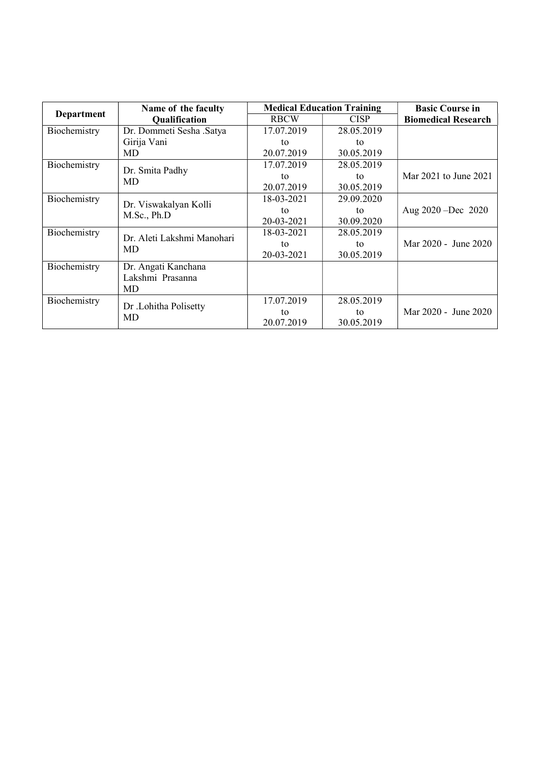| Department | Name of the faculty Qualification | Medical Education Training | | Basic Course in Biomedical Research |
|---|---|---|---|---|
| | | RBCW | CISP | |
| Biochemistry | Dr. Dommeti Sesha .Satya Girija Vani MD | 17.07.2019 to 20.07.2019 | 28.05.2019 to 30.05.2019 | |
| Biochemistry | Dr. Smita Padhy MD | 17.07.2019 to 20.07.2019 | 28.05.2019 to 30.05.2019 | Mar 2021 to June 2021 |
| Biochemistry | Dr. Viswakalyan Kolli M.Sc., Ph.D | 18-03-2021 to 20-03-2021 | 29.09.2020 to 30.09.2020 | Aug 2020 –Dec 2020 |
| Biochemistry | Dr. Aleti Lakshmi Manohari MD | 18-03-2021 to 20-03-2021 | 28.05.2019 to 30.05.2019 | Mar 2020 - June 2020 |
| Biochemistry | Dr. Angati Kanchana Lakshmi Prasanna MD | | | |
| Biochemistry | Dr .Lohitha Polisetty MD | 17.07.2019 to 20.07.2019 | 28.05.2019 to 30.05.2019 | Mar 2020 - June 2020 |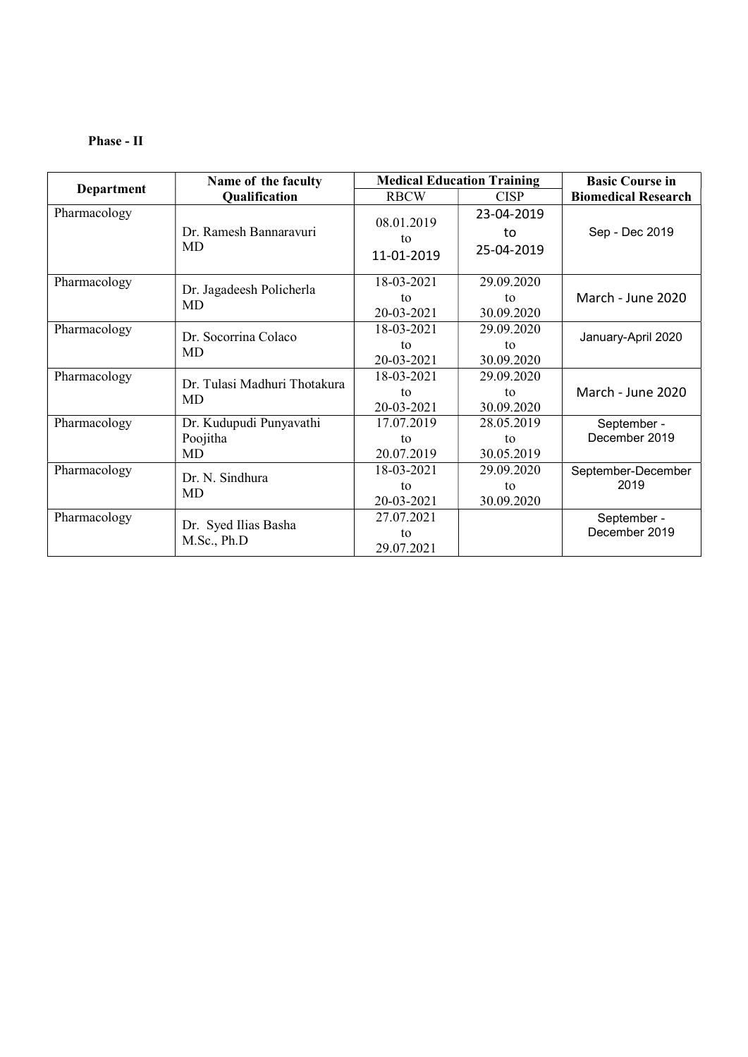**Phase - II**

| Department | Name of the faculty Qualification | Medical Education Training | | Basic Course in Biomedical Research |
|---|---|---|---|---|
| | | RBCW | CISP | |
| Pharmacology | Dr. Ramesh Bannaravuri MD | 08.01.2019 to 11-01-2019 | 23-04-2019 to 25-04-2019 | Sep - Dec 2019 |
| Pharmacology | Dr. Jagadeesh Policherla MD | 18-03-2021 to 20-03-2021 | 29.09.2020 to 30.09.2020 | March - June 2020 |
| Pharmacology | Dr. Socorrina Colaco MD | 18-03-2021 to 20-03-2021 | 29.09.2020 to 30.09.2020 | January-April 2020 |
| Pharmacology | Dr. Tulasi Madhuri Thotakura MD | 18-03-2021 to 20-03-2021 | 29.09.2020 to 30.09.2020 | March - June 2020 |
| Pharmacology | Dr. Kudupudi Punyavathi Poojitha MD | 17.07.2019 to 20.07.2019 | 28.05.2019 to 30.05.2019 | September - December 2019 |
| Pharmacology | Dr. N. Sindhura MD | 18-03-2021 to 20-03-2021 | 29.09.2020 to 30.09.2020 | September-December 2019 |
| Pharmacology | Dr. Syed Ilias Basha M.Sc., Ph.D | 27.07.2021 to 29.07.2021 | | September - December 2019 |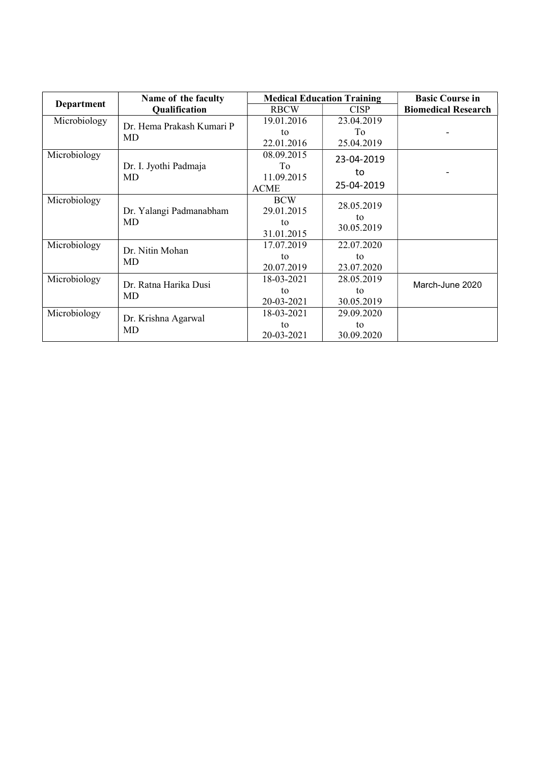| Department | Name of the faculty Qualification | Medical Education Training | | Basic Course in Biomedical Research |
|---|---|---|---|---|
| | | RBCW | CISP | |
| Microbiology | Dr. Hema Prakash Kumari P MD | 19.01.2016 to 22.01.2016 | 23.04.2019 To 25.04.2019 | - |
| Microbiology | Dr. I. Jyothi Padmaja MD | 08.09.2015 To 11.09.2015 ACME | 23-04-2019 to 25-04-2019 | - |
| Microbiology | Dr. Yalangi Padmanabham MD | BCW 29.01.2015 to 31.01.2015 | 28.05.2019 to 30.05.2019 | |
| Microbiology | Dr. Nitin Mohan MD | 17.07.2019 to 20.07.2019 | 22.07.2020 to 23.07.2020 | |
| Microbiology | Dr. Ratna Harika Dusi MD | 18-03-2021 to 20-03-2021 | 28.05.2019 to 30.05.2019 | March-June 2020 |
| Microbiology | Dr. Krishna Agarwal MD | 18-03-2021 to 20-03-2021 | 29.09.2020 to 30.09.2020 | |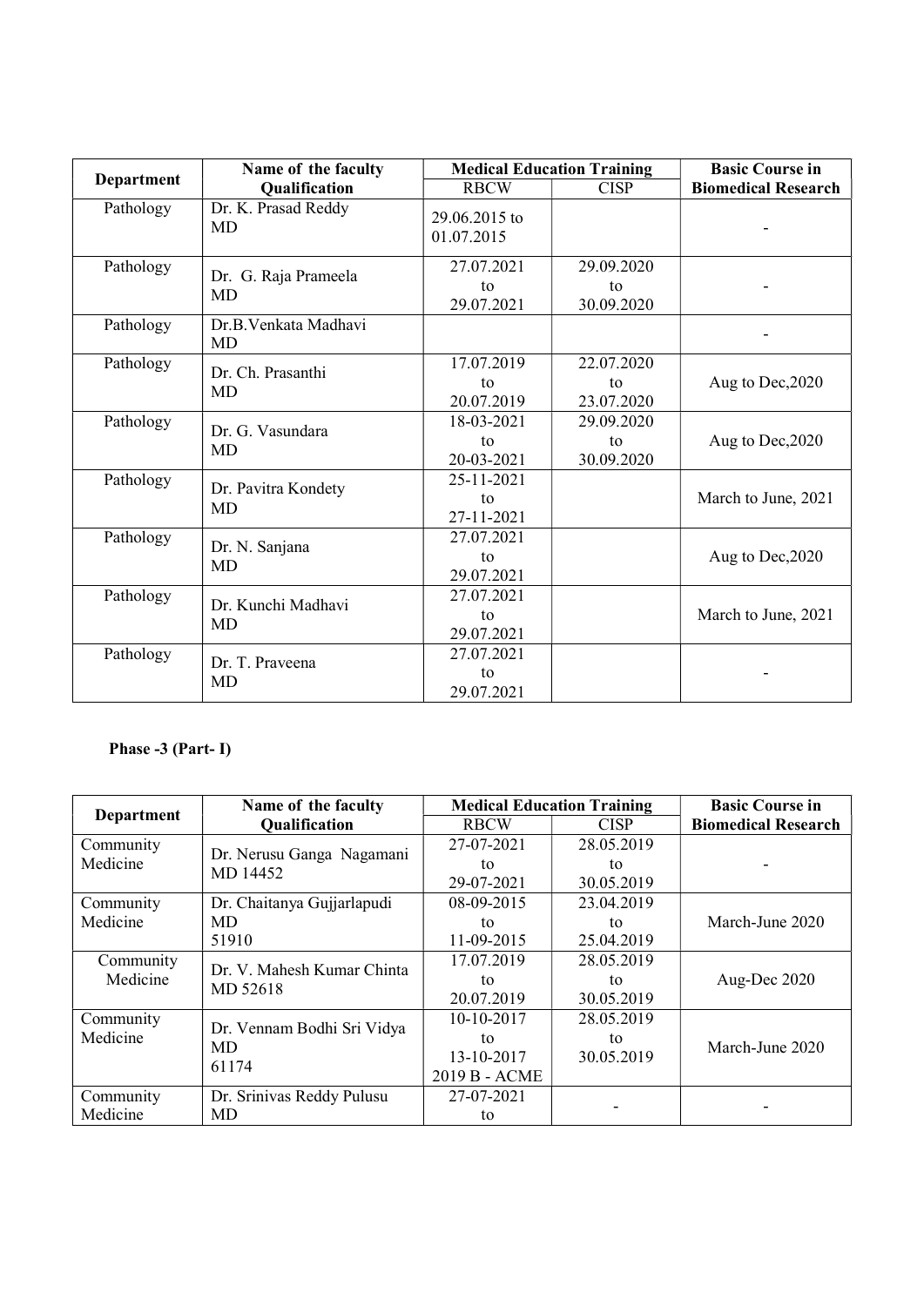| Department | Name of the faculty Qualification | Medical Education Training | | Basic Course in Biomedical Research |
|---|---|---|---|---|
| | | RBCW | CISP | |
| Pathology | Dr. K. Prasad Reddy MD | 29.06.2015 to 01.07.2015 | | - |
| Pathology | Dr. G. Raja Prameela MD | 27.07.2021 to 29.07.2021 | 29.09.2020 to 30.09.2020 | - |
| Pathology | Dr.B.Venkata Madhavi MD | | | - |
| Pathology | Dr. Ch. Prasanthi MD | 17.07.2019 to 20.07.2019 | 22.07.2020 to 23.07.2020 | Aug to Dec,2020 |
| Pathology | Dr. G. Vasundara MD | 18-03-2021 to 20-03-2021 | 29.09.2020 to 30.09.2020 | Aug to Dec,2020 |
| Pathology | Dr. Pavitra Kondety MD | 25-11-2021 to 27-11-2021 | | March to June, 2021 |
| Pathology | Dr. N. Sanjana MD | 27.07.2021 to 29.07.2021 | | Aug to Dec,2020 |
| Pathology | Dr. Kunchi Madhavi MD | 27.07.2021 to 29.07.2021 | | March to June, 2021 |
| Pathology | Dr. T. Praveena MD | 27.07.2021 to 29.07.2021 | | - |

**Phase -3 (Part- I)**

| Department | Name of the faculty Qualification | Medical Education Training | | Basic Course in Biomedical Research |
|---|---|---|---|---|
| | | RBCW | CISP | |
| Community Medicine | Dr. Nerusu Ganga Nagamani MD 14452 | 27-07-2021 to 29-07-2021 | 28.05.2019 to 30.05.2019 | - |
| Community Medicine | Dr. Chaitanya Gujjarlapudi MD 51910 | 08-09-2015 to 11-09-2015 | 23.04.2019 to 25.04.2019 | March-June 2020 |
| Community Medicine | Dr. V. Mahesh Kumar Chinta MD 52618 | 17.07.2019 to 20.07.2019 | 28.05.2019 to 30.05.2019 | Aug-Dec 2020 |
| Community Medicine | Dr. Vennam Bodhi Sri Vidya MD 61174 | 10-10-2017 to 13-10-2017 2019 B - ACME | 28.05.2019 to 30.05.2019 | March-June 2020 |
| Community Medicine | Dr. Srinivas Reddy Pulusu MD | 27-07-2021 to | - | - |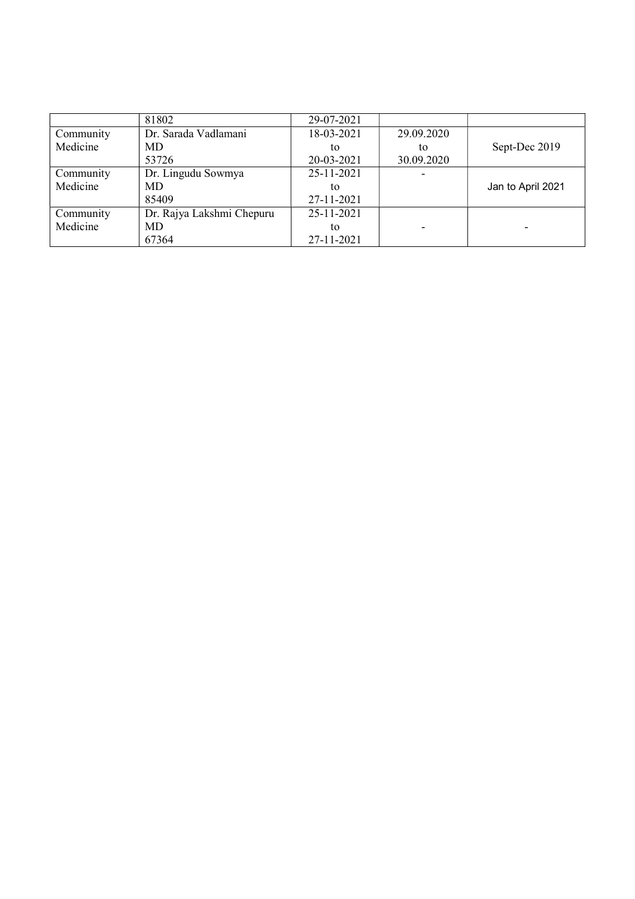| | | | | |
|---|---|---|---|---|
| | 81802 | 29-07-2021 | | |
| Community Medicine | Dr. Sarada Vadlamani<br>MD<br>53726 | 18-03-2021<br>to<br>20-03-2021 | 29.09.2020<br>to<br>30.09.2020 | Sept-Dec 2019 |
| Community Medicine | Dr. Lingudu Sowmya<br>MD<br>85409 | 25-11-2021<br>to<br>27-11-2021 | - | Jan to April 2021 |
| Community Medicine | Dr. Rajya Lakshmi Chepuru<br>MD<br>67364 | 25-11-2021<br>to<br>27-11-2021 | - | - |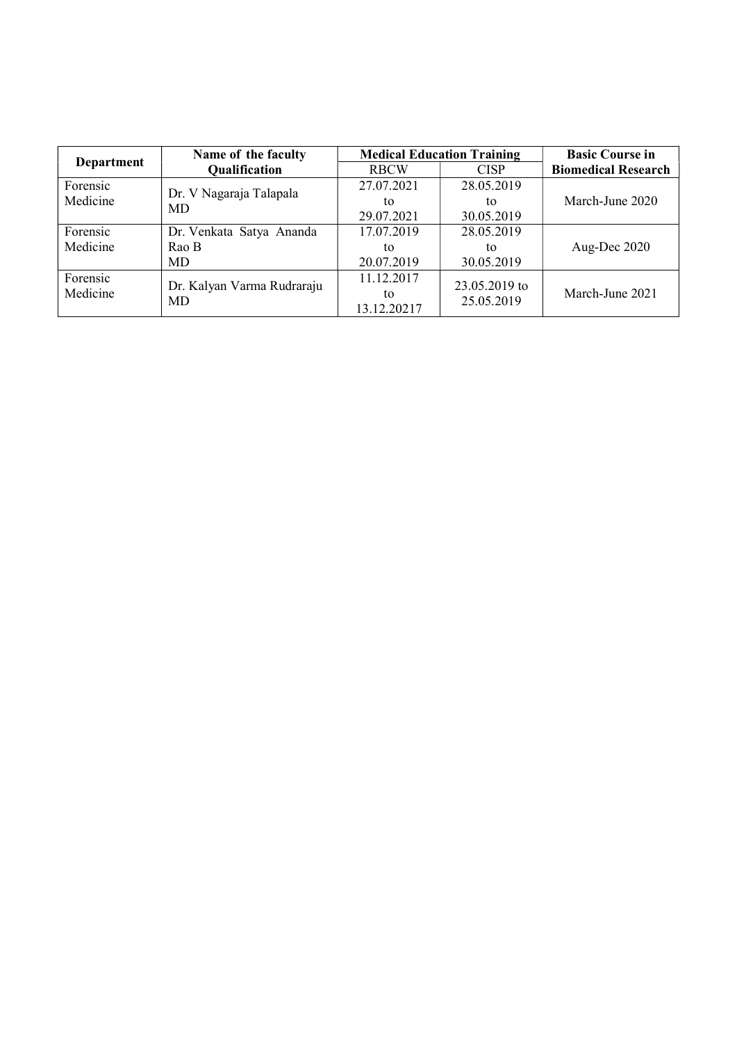| Department | Name of the faculty Qualification | Medical Education Training | | Basic Course in Biomedical Research |
|---|---|---|---|---|
| | | RBCW | CISP | |
| Forensic Medicine | Dr. V Nagaraja Talapala MD | 27.07.2021 to 29.07.2021 | 28.05.2019 to 30.05.2019 | March-June 2020 |
| Forensic Medicine | Dr. Venkata Satya Ananda Rao B MD | 17.07.2019 to 20.07.2019 | 28.05.2019 to 30.05.2019 | Aug-Dec 2020 |
| Forensic Medicine | Dr. Kalyan Varma Rudraraju MD | 11.12.2017 to 13.12.20217 | 23.05.2019 to 25.05.2019 | March-June 2021 |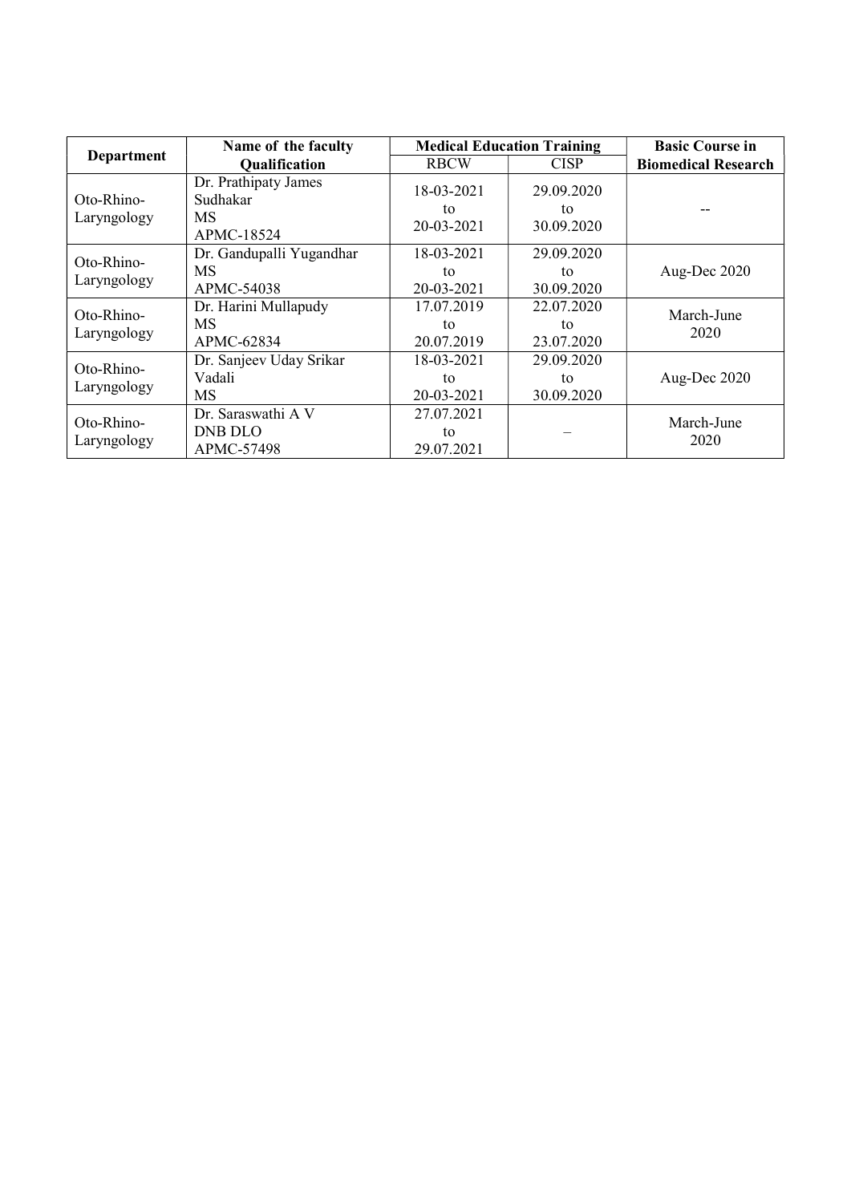| Department | Name of the faculty Qualification | Medical Education Training | | Basic Course in Biomedical Research |
|---|---|---|---|---|
| | | RBCW | CISP | |
| Oto-Rhino-Laryngology | Dr. Prathipaty James Sudhakar MS APMC-18524 | 18-03-2021 to 20-03-2021 | 29.09.2020 to 30.09.2020 | -- |
| Oto-Rhino-Laryngology | Dr. Gandupalli Yugandhar MS APMC-54038 | 18-03-2021 to 20-03-2021 | 29.09.2020 to 30.09.2020 | Aug-Dec 2020 |
| Oto-Rhino-Laryngology | Dr. Harini Mullapudy MS APMC-62834 | 17.07.2019 to 20.07.2019 | 22.07.2020 to 23.07.2020 | March-June 2020 |
| Oto-Rhino-Laryngology | Dr. Sanjeev Uday Srikar Vadali MS | 18-03-2021 to 20-03-2021 | 29.09.2020 to 30.09.2020 | Aug-Dec 2020 |
| Oto-Rhino-Laryngology | Dr. Saraswathi A V DNB DLO APMC-57498 | 27.07.2021 to 29.07.2021 | – | March-June 2020 |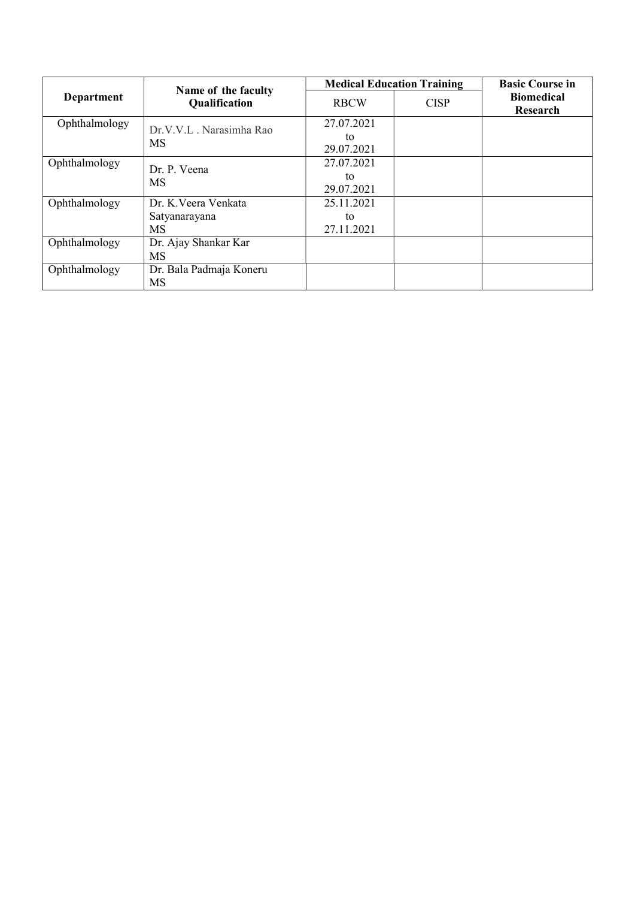| Department | Name of the faculty Qualification | Medical Education Training | | Basic Course in Biomedical Research |
|---|---|---|---|---|
| | | RBCW | CISP | |
| Ophthalmology | Dr.V.V.L . Narasimha Rao MS | 27.07.2021 to 29.07.2021 | | |
| Ophthalmology | Dr. P. Veena MS | 27.07.2021 to 29.07.2021 | | |
| Ophthalmology | Dr. K.Veera Venkata Satyanarayana MS | 25.11.2021 to 27.11.2021 | | |
| Ophthalmology | Dr. Ajay Shankar Kar MS | | | |
| Ophthalmology | Dr. Bala Padmaja Koneru MS | | | |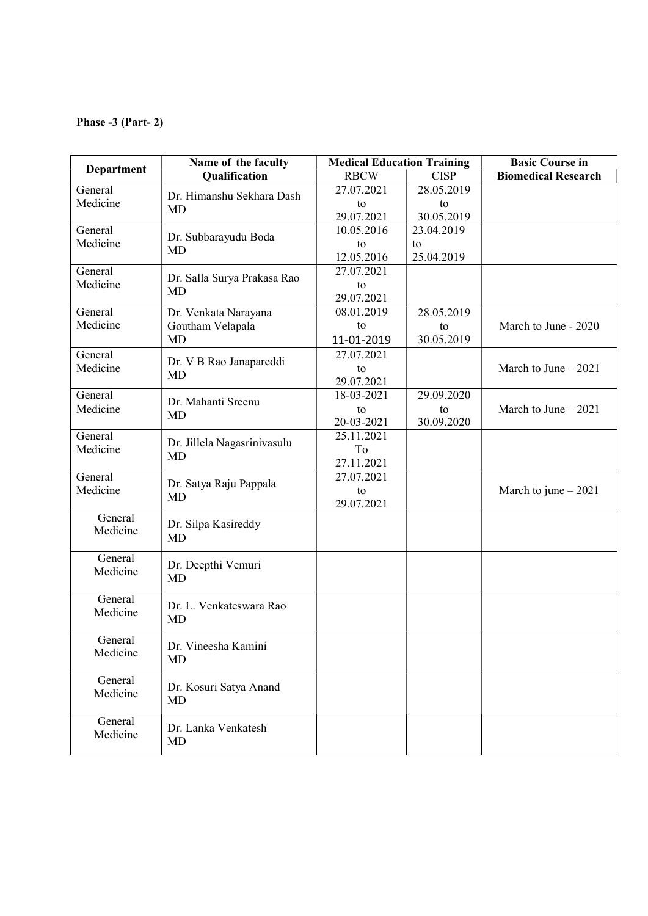**Phase -3 (Part- 2)**

| Department | Name of the faculty Qualification | Medical Education Training | | Basic Course in Biomedical Research |
|---|---|---|---|---|
| | | RBCW | CISP | |
| General Medicine | Dr. Himanshu Sekhara Dash MD | 27.07.2021 to 29.07.2021 | 28.05.2019 to 30.05.2019 | |
| General Medicine | Dr. Subbarayudu Boda MD | 10.05.2016 to 12.05.2016 | 23.04.2019 to 25.04.2019 | |
| General Medicine | Dr. Salla Surya Prakasa Rao MD | 27.07.2021 to 29.07.2021 | | |
| General Medicine | Dr. Venkata Narayana Goutham Velapala MD | 08.01.2019 to 11-01-2019 | 28.05.2019 to 30.05.2019 | March to June - 2020 |
| General Medicine | Dr. V B Rao Janapareddi MD | 27.07.2021 to 29.07.2021 | | March to June – 2021 |
| General Medicine | Dr. Mahanti Sreenu MD | 18-03-2021 to 20-03-2021 | 29.09.2020 to 30.09.2020 | March to June – 2021 |
| General Medicine | Dr. Jillela Nagasrinivasulu MD | 25.11.2021 To 27.11.2021 | | |
| General Medicine | Dr. Satya Raju Pappala MD | 27.07.2021 to 29.07.2021 | | March to june – 2021 |
| General Medicine | Dr. Silpa Kasireddy MD | | | |
| General Medicine | Dr. Deepthi Vemuri MD | | | |
| General Medicine | Dr. L. Venkateswara Rao MD | | | |
| General Medicine | Dr. Vineesha Kamini MD | | | |
| General Medicine | Dr. Kosuri Satya Anand MD | | | |
| General Medicine | Dr. Lanka Venkatesh MD | | | |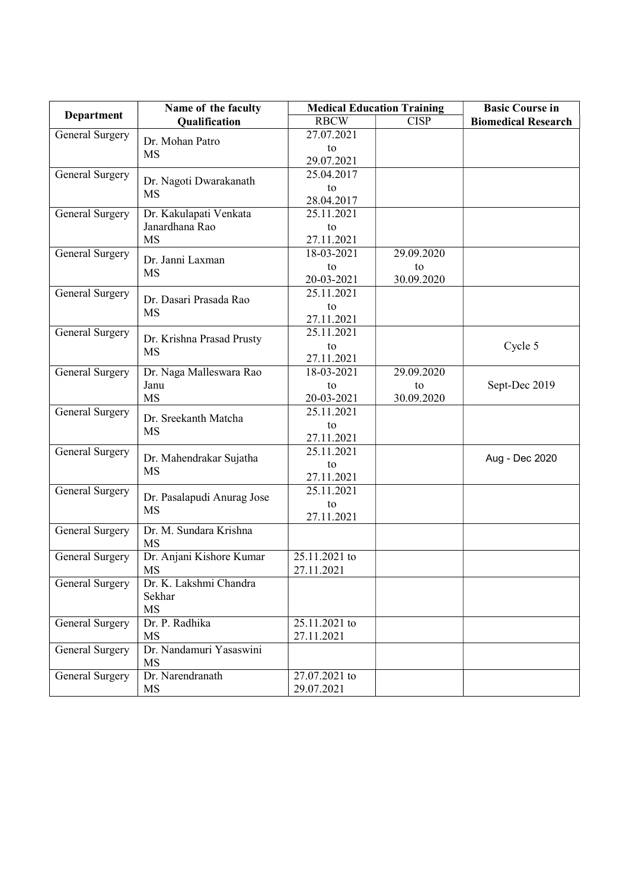| Department | Name of the faculty Qualification | Medical Education Training | | Basic Course in Biomedical Research |
|---|---|---|---|---|
| | | RBCW | CISP | |
| General Surgery | Dr. Mohan Patro MS | 27.07.2021 to 29.07.2021 | | |
| General Surgery | Dr. Nagoti Dwarakanath MS | 25.04.2017 to 28.04.2017 | | |
| General Surgery | Dr. Kakulapati Venkata Janardhana Rao MS | 25.11.2021 to 27.11.2021 | | |
| General Surgery | Dr. Janni Laxman MS | 18-03-2021 to 20-03-2021 | 29.09.2020 to 30.09.2020 | |
| General Surgery | Dr. Dasari Prasada Rao MS | 25.11.2021 to 27.11.2021 | | |
| General Surgery | Dr. Krishna Prasad Prusty MS | 25.11.2021 to 27.11.2021 | | Cycle 5 |
| General Surgery | Dr. Naga Malleswara Rao Janu MS | 18-03-2021 to 20-03-2021 | 29.09.2020 to 30.09.2020 | Sept-Dec 2019 |
| General Surgery | Dr. Sreekanth Matcha MS | 25.11.2021 to 27.11.2021 | | |
| General Surgery | Dr. Mahendrakar Sujatha MS | 25.11.2021 to 27.11.2021 | | Aug - Dec 2020 |
| General Surgery | Dr. Pasalapudi Anurag Jose MS | 25.11.2021 to 27.11.2021 | | |
| General Surgery | Dr. M. Sundara Krishna MS | | | |
| General Surgery | Dr. Anjani Kishore Kumar MS | 25.11.2021 to 27.11.2021 | | |
| General Surgery | Dr. K. Lakshmi Chandra Sekhar MS | | | |
| General Surgery | Dr. P. Radhika MS | 25.11.2021 to 27.11.2021 | | |
| General Surgery | Dr. Nandamuri Yasaswini MS | | | |
| General Surgery | Dr. Narendranath MS | 27.07.2021 to 29.07.2021 | | |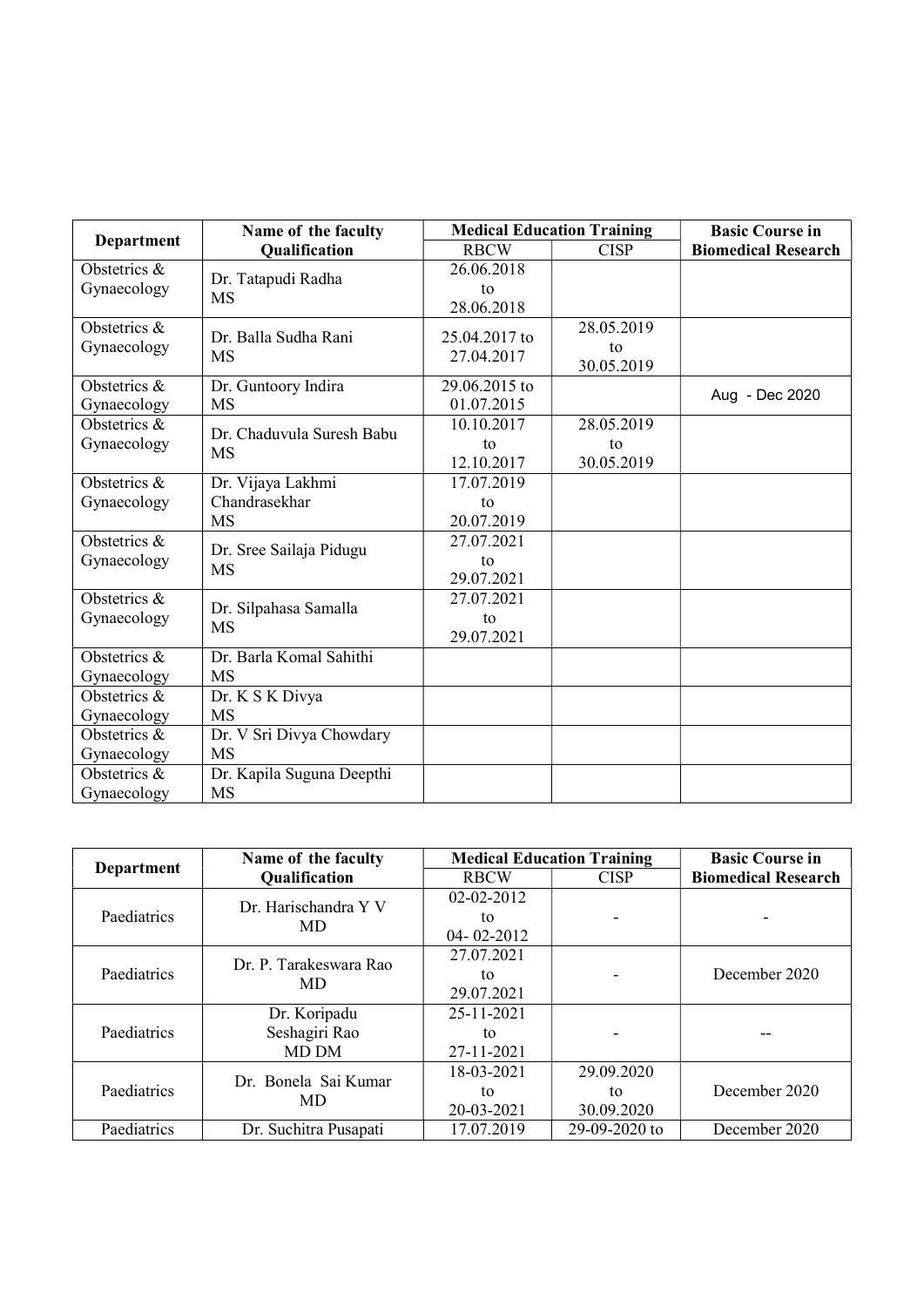| Department | Name of the faculty Qualification | Medical Education Training | | Basic Course in Biomedical Research |
|---|---|---|---|---|
| | | RBCW | CISP | |
| Obstetrics & Gynaecology | Dr. Tatapudi Radha MS | 26.06.2018 to 28.06.2018 | | |
| Obstetrics & Gynaecology | Dr. Balla Sudha Rani MS | 25.04.2017 to 27.04.2017 | 28.05.2019 to 30.05.2019 | |
| Obstetrics & Gynaecology | Dr. Guntoory Indira MS | 29.06.2015 to 01.07.2015 | | Aug - Dec 2020 |
| Obstetrics & Gynaecology | Dr. Chaduvula Suresh Babu MS | 10.10.2017 to 12.10.2017 | 28.05.2019 to 30.05.2019 | |
| Obstetrics & Gynaecology | Dr. Vijaya Lakhmi Chandrasekhar MS | 17.07.2019 to 20.07.2019 | | |
| Obstetrics & Gynaecology | Dr. Sree Sailaja Pidugu MS | 27.07.2021 to 29.07.2021 | | |
| Obstetrics & Gynaecology | Dr. Silpahasa Samalla MS | 27.07.2021 to 29.07.2021 | | |
| Obstetrics & Gynaecology | Dr. Barla Komal Sahithi MS | | | |
| Obstetrics & Gynaecology | Dr. K S K Divya MS | | | |
| Obstetrics & Gynaecology | Dr. V Sri Divya Chowdary MS | | | |
| Obstetrics & Gynaecology | Dr. Kapila Suguna Deepthi MS | | | |

| Department | Name of the faculty Qualification | Medical Education Training | | Basic Course in Biomedical Research |
|---|---|---|---|---|
| | | RBCW | CISP | |
| Paediatrics | Dr. Harischandra Y V MD | 02-02-2012 to 04- 02-2012 | - | - |
| Paediatrics | Dr. P. Tarakeswara Rao MD | 27.07.2021 to 29.07.2021 | - | December 2020 |
| Paediatrics | Dr. Koripadu Seshagiri Rao MD DM | 25-11-2021 to 27-11-2021 | - | -- |
| Paediatrics | Dr. Bonela Sai Kumar MD | 18-03-2021 to 20-03-2021 | 29.09.2020 to 30.09.2020 | December 2020 |
| Paediatrics | Dr. Suchitra Pusapati | 17.07.2019 | 29-09-2020 to | December 2020 |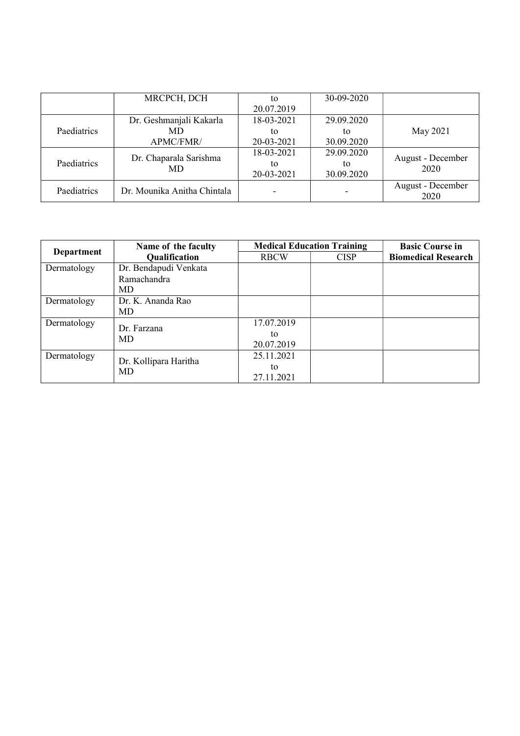| | MRCPCH, DCH | to<br>20.07.2019 | 30-09-2020 | |
|---|---|---|---|---|
| Paediatrics | Dr. Geshmanjali Kakarla<br>MD<br>APMC/FMR/ | 18-03-2021<br>to<br>20-03-2021 | 29.09.2020<br>to<br>30.09.2020 | May 2021 |
| Paediatrics | Dr. Chaparala Sarishma<br>MD | 18-03-2021<br>to<br>20-03-2021 | 29.09.2020<br>to<br>30.09.2020 | August - December 2020 |
| Paediatrics | Dr. Mounika Anitha Chintala | - | - | August - December 2020 |

| **Department** | **Name of the faculty Qualification** | **Medical Education Training** | | **Basic Course in Biomedical Research** |
|---|---|---|---|---|
| | | RBCW | CISP | |
| Dermatology | Dr. Bendapudi Venkata Ramachandra<br>MD | | | |
| Dermatology | Dr. K. Ananda Rao<br>MD | | | |
| Dermatology | Dr. Farzana<br>MD | 17.07.2019<br>to<br>20.07.2019 | | |
| Dermatology | Dr. Kollipara Haritha<br>MD | 25.11.2021<br>to<br>27.11.2021 | | |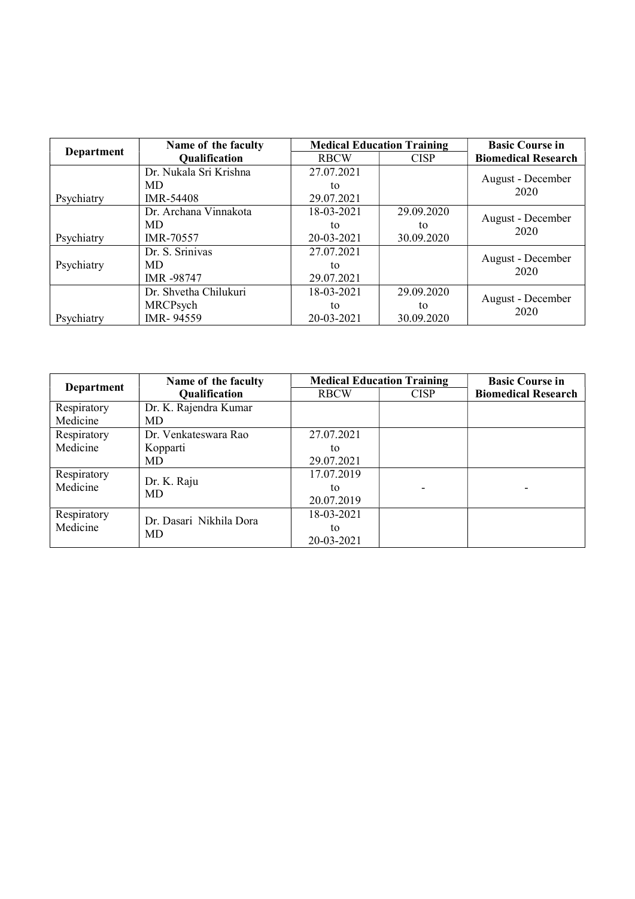| Department | Name of the faculty Qualification | Medical Education Training | | Basic Course in Biomedical Research |
|---|---|---|---|---|
| | | RBCW | CISP | |
| Psychiatry | Dr. Nukala Sri Krishna MD IMR-54408 | 27.07.2021 to 29.07.2021 | | August - December 2020 |
| Psychiatry | Dr. Archana Vinnakota MD IMR-70557 | 18-03-2021 to 20-03-2021 | 29.09.2020 to 30.09.2020 | August - December 2020 |
| Psychiatry | Dr. S. Srinivas MD IMR -98747 | 27.07.2021 to 29.07.2021 | | August - December 2020 |
| Psychiatry | Dr. Shvetha Chilukuri MRCPsych IMR- 94559 | 18-03-2021 to 20-03-2021 | 29.09.2020 to 30.09.2020 | August - December 2020 |

| Department | Name of the faculty Qualification | Medical Education Training | | Basic Course in Biomedical Research |
|---|---|---|---|---|
| | | RBCW | CISP | |
| Respiratory Medicine | Dr. K. Rajendra Kumar MD | | | |
| Respiratory Medicine | Dr. Venkateswara Rao Kopparti MD | 27.07.2021 to 29.07.2021 | | |
| Respiratory Medicine | Dr. K. Raju MD | 17.07.2019 to 20.07.2019 | - | - |
| Respiratory Medicine | Dr. Dasari Nikhila Dora MD | 18-03-2021 to 20-03-2021 | | |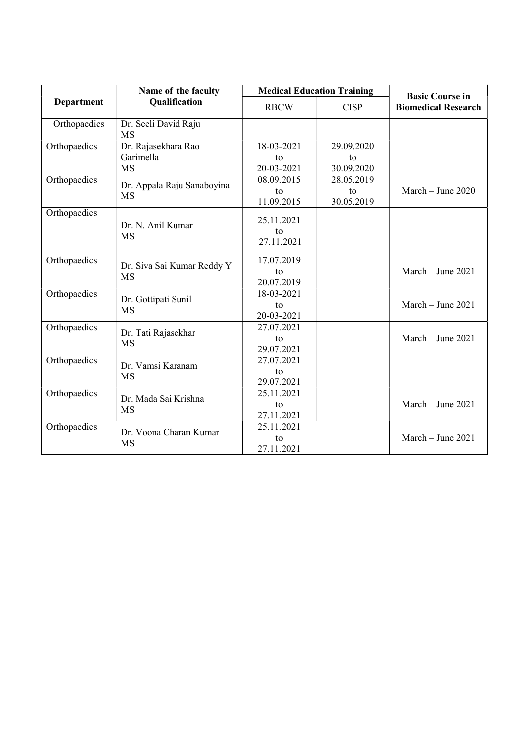| Department | Name of the faculty Qualification | Medical Education Training | | Basic Course in Biomedical Research |
|---|---|---|---|---|
| | | RBCW | CISP | |
| Orthopaedics | Dr. Seeli David Raju MS | | | |
| Orthopaedics | Dr. Rajasekhara Rao Garimella MS | 18-03-2021 to 20-03-2021 | 29.09.2020 to 30.09.2020 | |
| Orthopaedics | Dr. Appala Raju Sanaboyina MS | 08.09.2015 to 11.09.2015 | 28.05.2019 to 30.05.2019 | March – June 2020 |
| Orthopaedics | Dr. N. Anil Kumar MS | 25.11.2021 to 27.11.2021 | | |
| Orthopaedics | Dr. Siva Sai Kumar Reddy Y MS | 17.07.2019 to 20.07.2019 | | March – June 2021 |
| Orthopaedics | Dr. Gottipati Sunil MS | 18-03-2021 to 20-03-2021 | | March – June 2021 |
| Orthopaedics | Dr. Tati Rajasekhar MS | 27.07.2021 to 29.07.2021 | | March – June 2021 |
| Orthopaedics | Dr. Vamsi Karanam MS | 27.07.2021 to 29.07.2021 | | |
| Orthopaedics | Dr. Mada Sai Krishna MS | 25.11.2021 to 27.11.2021 | | March – June 2021 |
| Orthopaedics | Dr. Voona Charan Kumar MS | 25.11.2021 to 27.11.2021 | | March – June 2021 |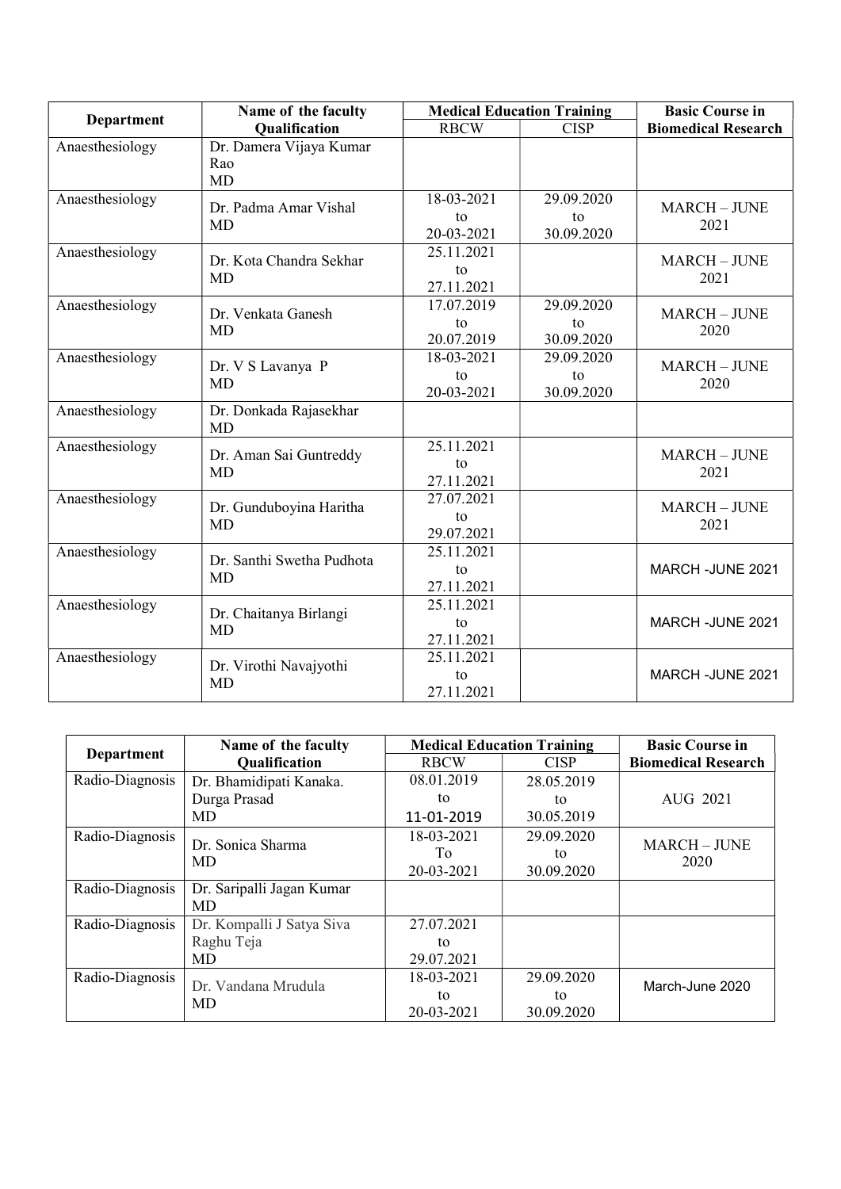| Department | Name of the faculty Qualification | Medical Education Training | | Basic Course in Biomedical Research |
|---|---|---|---|---|
| | | RBCW | CISP | |
| Anaesthesiology | Dr. Damera Vijaya Kumar Rao MD | | | |
| Anaesthesiology | Dr. Padma Amar Vishal MD | 18-03-2021 to 20-03-2021 | 29.09.2020 to 30.09.2020 | MARCH – JUNE 2021 |
| Anaesthesiology | Dr. Kota Chandra Sekhar MD | 25.11.2021 to 27.11.2021 | | MARCH – JUNE 2021 |
| Anaesthesiology | Dr. Venkata Ganesh MD | 17.07.2019 to 20.07.2019 | 29.09.2020 to 30.09.2020 | MARCH – JUNE 2020 |
| Anaesthesiology | Dr. V S Lavanya P MD | 18-03-2021 to 20-03-2021 | 29.09.2020 to 30.09.2020 | MARCH – JUNE 2020 |
| Anaesthesiology | Dr. Donkada Rajasekhar MD | | | |
| Anaesthesiology | Dr. Aman Sai Guntreddy MD | 25.11.2021 to 27.11.2021 | | MARCH – JUNE 2021 |
| Anaesthesiology | Dr. Gunduboyina Haritha MD | 27.07.2021 to 29.07.2021 | | MARCH – JUNE 2021 |
| Anaesthesiology | Dr. Santhi Swetha Pudhota MD | 25.11.2021 to 27.11.2021 | | MARCH -JUNE 2021 |
| Anaesthesiology | Dr. Chaitanya Birlangi MD | 25.11.2021 to 27.11.2021 | | MARCH -JUNE 2021 |
| Anaesthesiology | Dr. Virothi Navajyothi MD | 25.11.2021 to 27.11.2021 | | MARCH -JUNE 2021 |

| Department | Name of the faculty Qualification | Medical Education Training | | Basic Course in Biomedical Research |
|---|---|---|---|---|
| | | RBCW | CISP | |
| Radio-Diagnosis | Dr. Bhamidipati Kanaka. Durga Prasad MD | 08.01.2019 to 11-01-2019 | 28.05.2019 to 30.05.2019 | AUG 2021 |
| Radio-Diagnosis | Dr. Sonica Sharma MD | 18-03-2021 To 20-03-2021 | 29.09.2020 to 30.09.2020 | MARCH – JUNE 2020 |
| Radio-Diagnosis | Dr. Saripalli Jagan Kumar MD | | | |
| Radio-Diagnosis | Dr. Kompalli J Satya Siva Raghu Teja MD | 27.07.2021 to 29.07.2021 | | |
| Radio-Diagnosis | Dr. Vandana Mrudula MD | 18-03-2021 to 20-03-2021 | 29.09.2020 to 30.09.2020 | March-June 2020 |